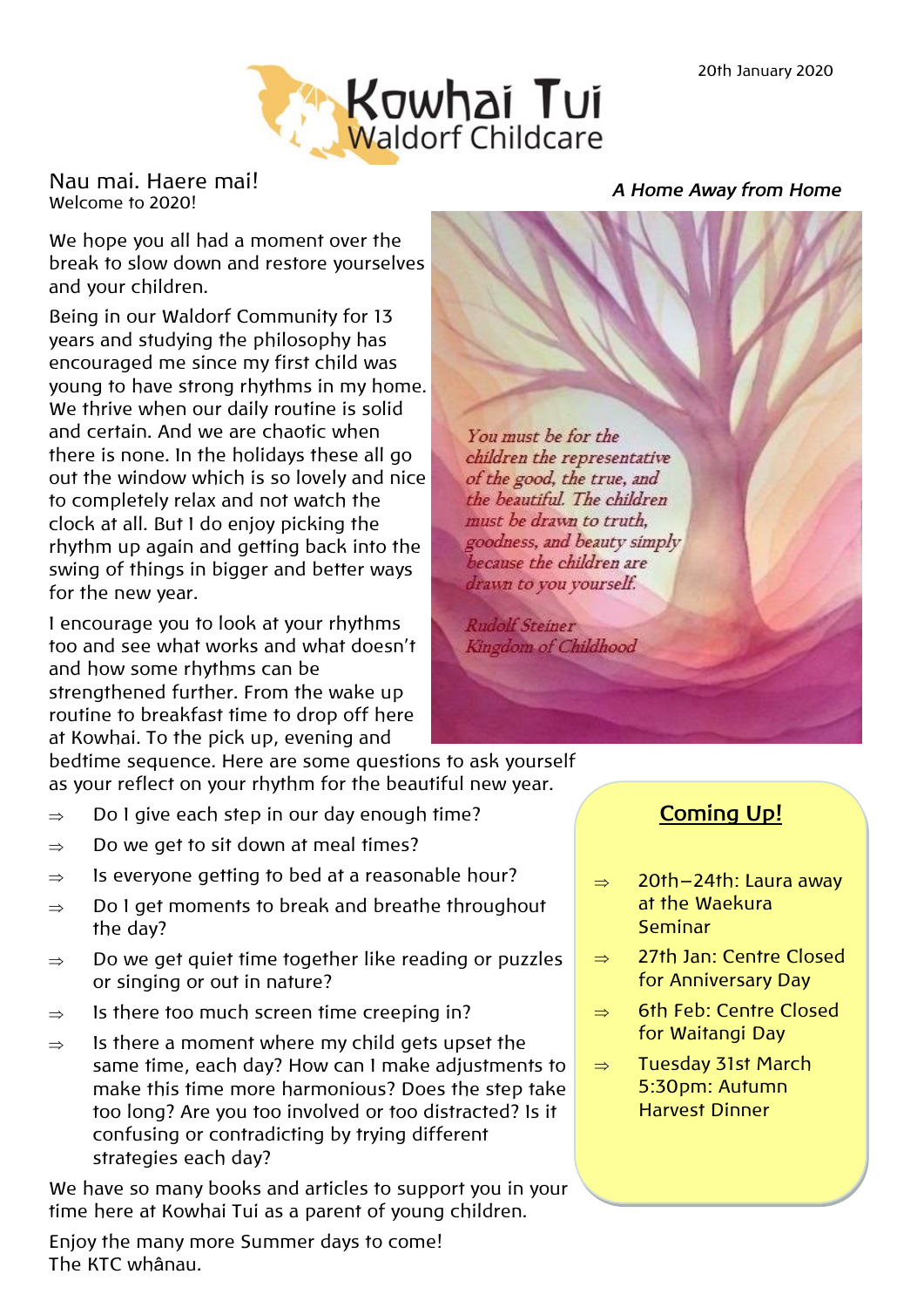20th January 2020

# Kowhai Tui
## Waldorf Childcare

*A Home Away from Home*

Nau mai. Haere mai!
Welcome to 2020!

We hope you all had a moment over the break to slow down and restore yourselves and your children.

Being in our Waldorf Community for 13 years and studying the philosophy has encouraged me since my first child was young to have strong rhythms in my home. We thrive when our daily routine is solid and certain. And we are chaotic when there is none. In the holidays these all go out the window which is so lovely and nice to completely relax and not watch the clock at all. But I do enjoy picking the rhythm up again and getting back into the swing of things in bigger and better ways for the new year.

I encourage you to look at your rhythms too and see what works and what doesn't and how some rhythms can be strengthened further. From the wake up routine to breakfast time to drop off here at Kowhai. To the pick up, evening and bedtime sequence. Here are some questions to ask yourself as your reflect on your rhythm for the beautiful new year.

- ⇒ Do I give each step in our day enough time?
- ⇒ Do we get to sit down at meal times?
- ⇒ Is everyone getting to bed at a reasonable hour?
- ⇒ Do I get moments to break and breathe throughout the day?
- ⇒ Do we get quiet time together like reading or puzzles or singing or out in nature?
- ⇒ Is there too much screen time creeping in?
- ⇒ Is there a moment where my child gets upset the same time, each day? How can I make adjustments to make this time more harmonious? Does the step take too long? Are you too involved or too distracted? Is it confusing or contradicting by trying different strategies each day?

We have so many books and articles to support you in your time here at Kowhai Tui as a parent of young children.

Enjoy the many more Summer days to come!
The KTC whânau.

*You must be for the children the representative of the good, the true, and the beautiful. The children must be drawn to truth, goodness, and beauty simply because the children are drawn to you yourself.*

*Rudolf Steiner*
*Kingdom of Childhood*

## Coming Up!

- ⇒ 20th–24th: Laura away at the Waekura Seminar
- ⇒ 27th Jan: Centre Closed for Anniversary Day
- ⇒ 6th Feb: Centre Closed for Waitangi Day
- ⇒ Tuesday 31st March 5:30pm: Autumn Harvest Dinner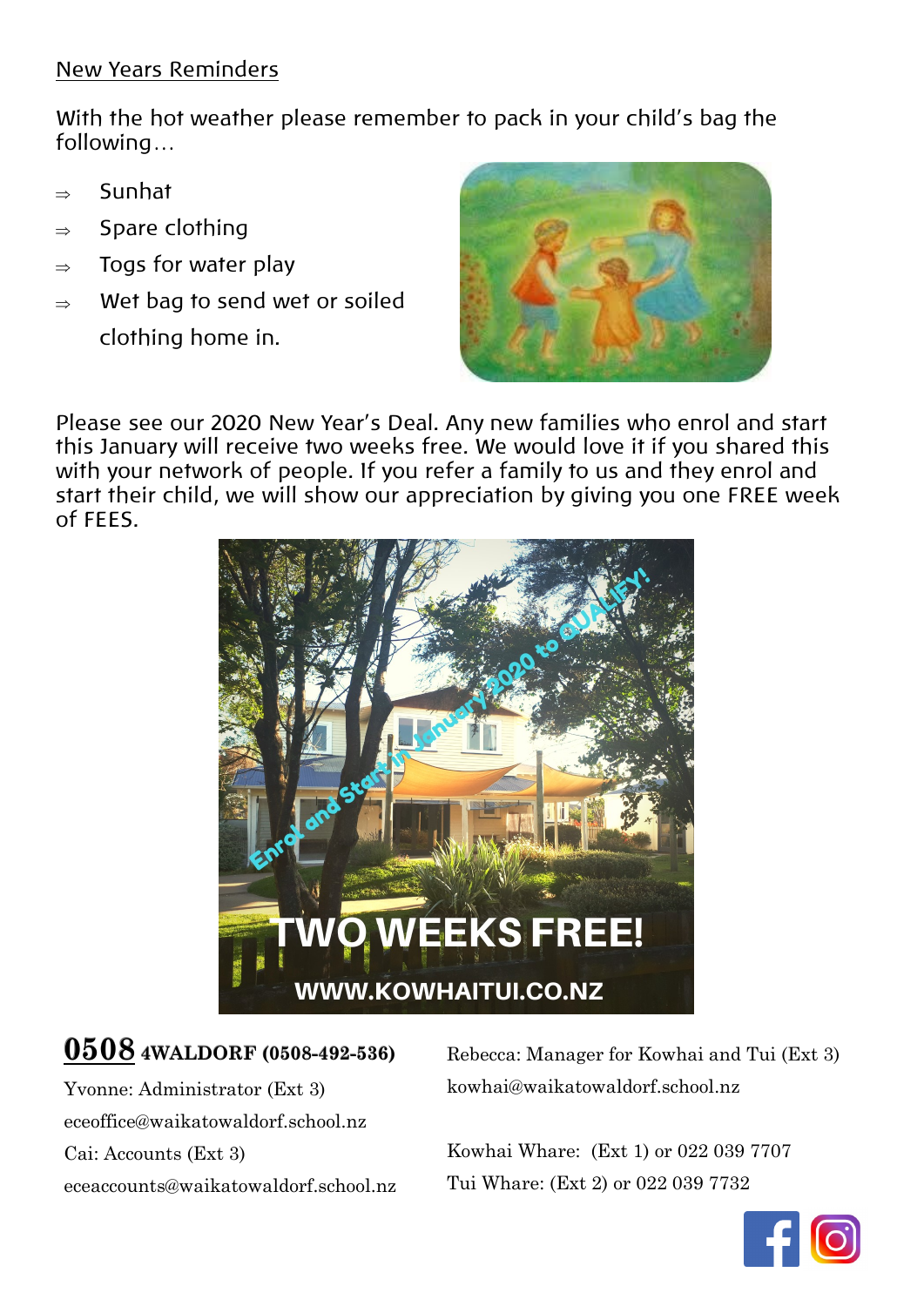## New Years Reminders

With the hot weather please remember to pack in your child's bag the following…

- Sunhat
- Spare clothing
- Togs for water play
- Wet bag to send wet or soiled clothing home in.

Please see our 2020 New Year's Deal. Any new families who enrol and start this January will receive two weeks free. We would love it if you shared this with your network of people. If you refer a family to us and they enrol and start their child, we will show our appreciation by giving you one FREE week of FEES.

Enrol and Start in January 2020 to QUALIFY!

TWO WEEKS FREE!

WWW.KOWHAITUI.CO.NZ

**0508 4WALDORF (0508-492-536)**

Yvonne: Administrator (Ext 3)
eceoffice@waikatowaldorf.school.nz
Cai: Accounts (Ext 3)
eceaccounts@waikatowaldorf.school.nz

Rebecca: Manager for Kowhai and Tui (Ext 3)
kowhai@waikatowaldorf.school.nz

Kowhai Whare: (Ext 1) or 022 039 7707
Tui Whare: (Ext 2) or 022 039 7732